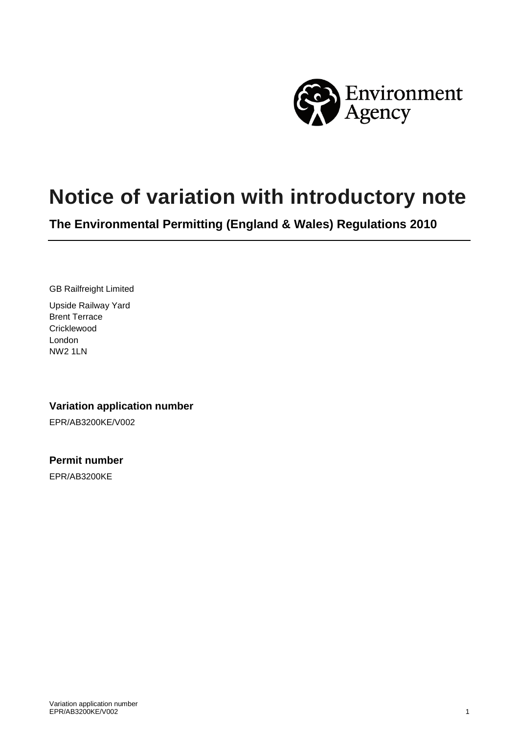# Notice of variation with introductory note

## The Environmental Permitting (England & Wales) Regulations 2010

GB Railfreight Limited

Upside Railway Yard
Brent Terrace
Cricklewood
London
NW2 1LN

### Variation application number

EPR/AB3200KE/V002

### Permit number

EPR/AB3200KE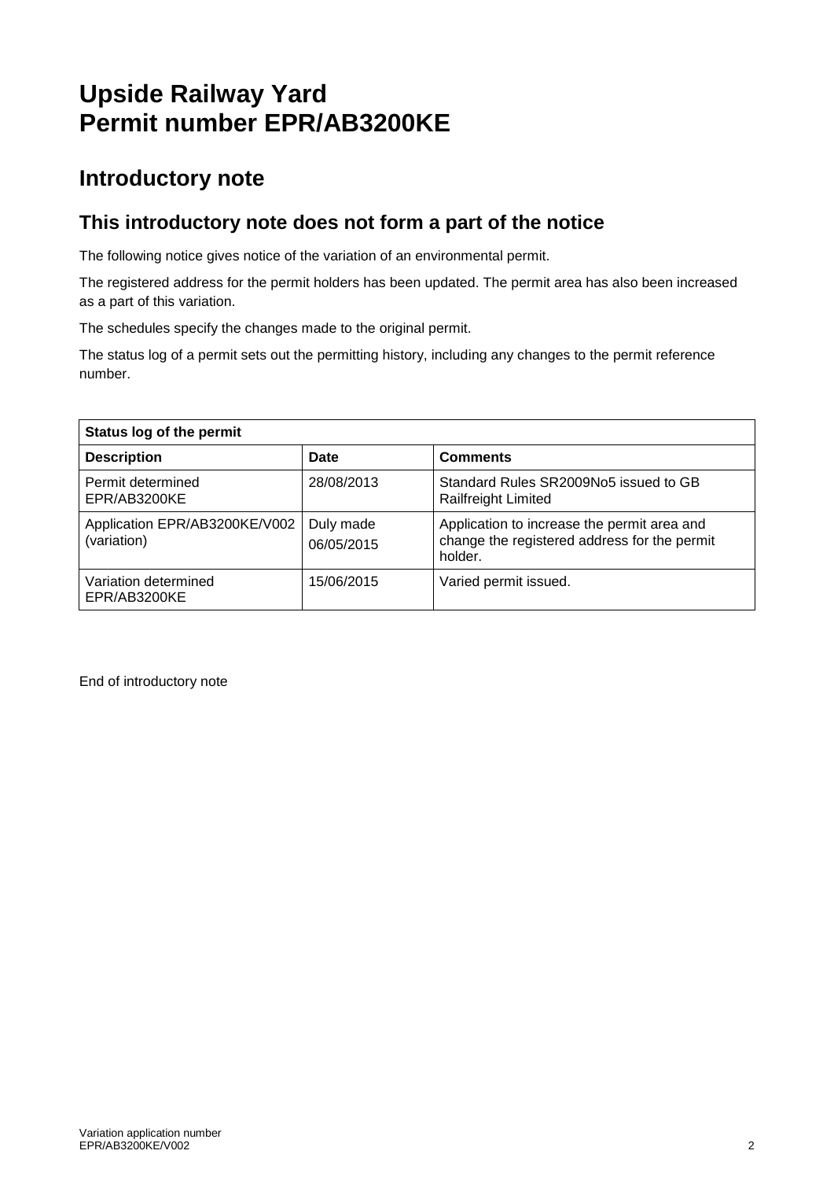# Upside Railway Yard
# Permit number EPR/AB3200KE

## Introductory note

### This introductory note does not form a part of the notice

The following notice gives notice of the variation of an environmental permit.

The registered address for the permit holders has been updated. The permit area has also been increased as a part of this variation.

The schedules specify the changes made to the original permit.

The status log of a permit sets out the permitting history, including any changes to the permit reference number.

| **Status log of the permit** | | |
|---|---|---|
| **Description** | **Date** | **Comments** |
| Permit determined EPR/AB3200KE | 28/08/2013 | Standard Rules SR2009No5 issued to GB Railfreight Limited |
| Application EPR/AB3200KE/V002 (variation) | Duly made 06/05/2015 | Application to increase the permit area and change the registered address for the permit holder. |
| Variation determined EPR/AB3200KE | 15/06/2015 | Varied permit issued. |

End of introductory note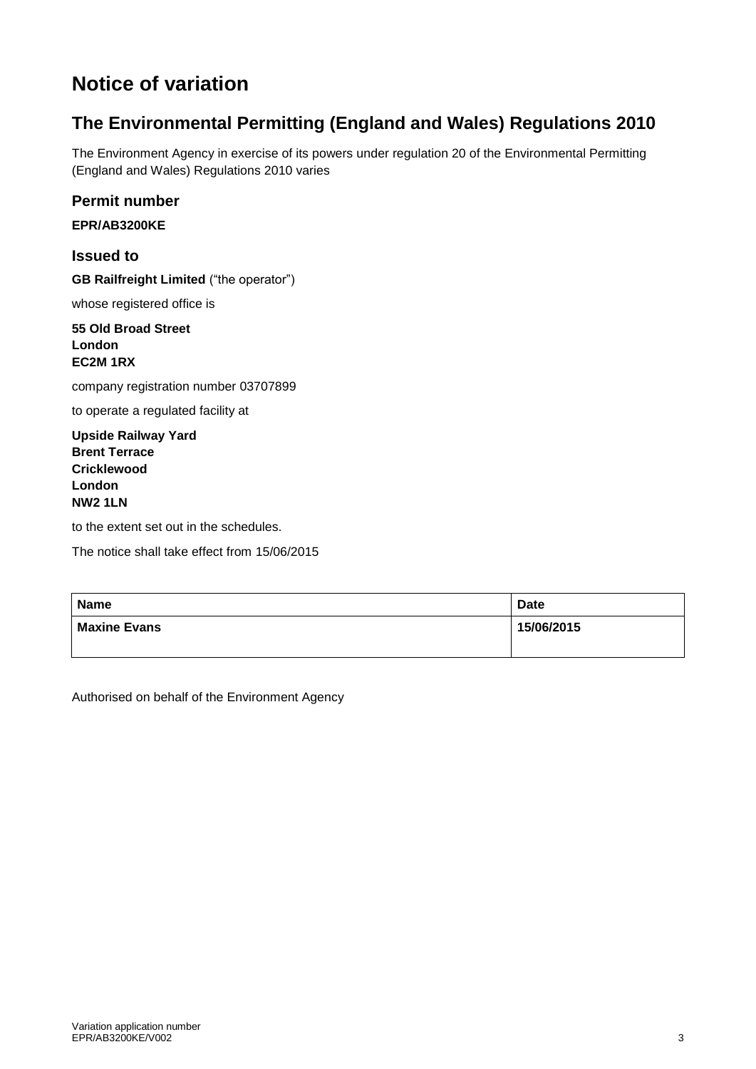# Notice of variation

## The Environmental Permitting (England and Wales) Regulations 2010

The Environment Agency in exercise of its powers under regulation 20 of the Environmental Permitting (England and Wales) Regulations 2010 varies

### Permit number

**EPR/AB3200KE**

### Issued to

**GB Railfreight Limited** ("the operator")

whose registered office is

**55 Old Broad Street**
**London**
**EC2M 1RX**

company registration number 03707899

to operate a regulated facility at

**Upside Railway Yard**
**Brent Terrace**
**Cricklewood**
**London**
**NW2 1LN**

to the extent set out in the schedules.

The notice shall take effect from 15/06/2015

| Name | Date |
|---|---|
| Maxine Evans | 15/06/2015 |

Authorised on behalf of the Environment Agency

Variation application number
EPR/AB3200KE/V002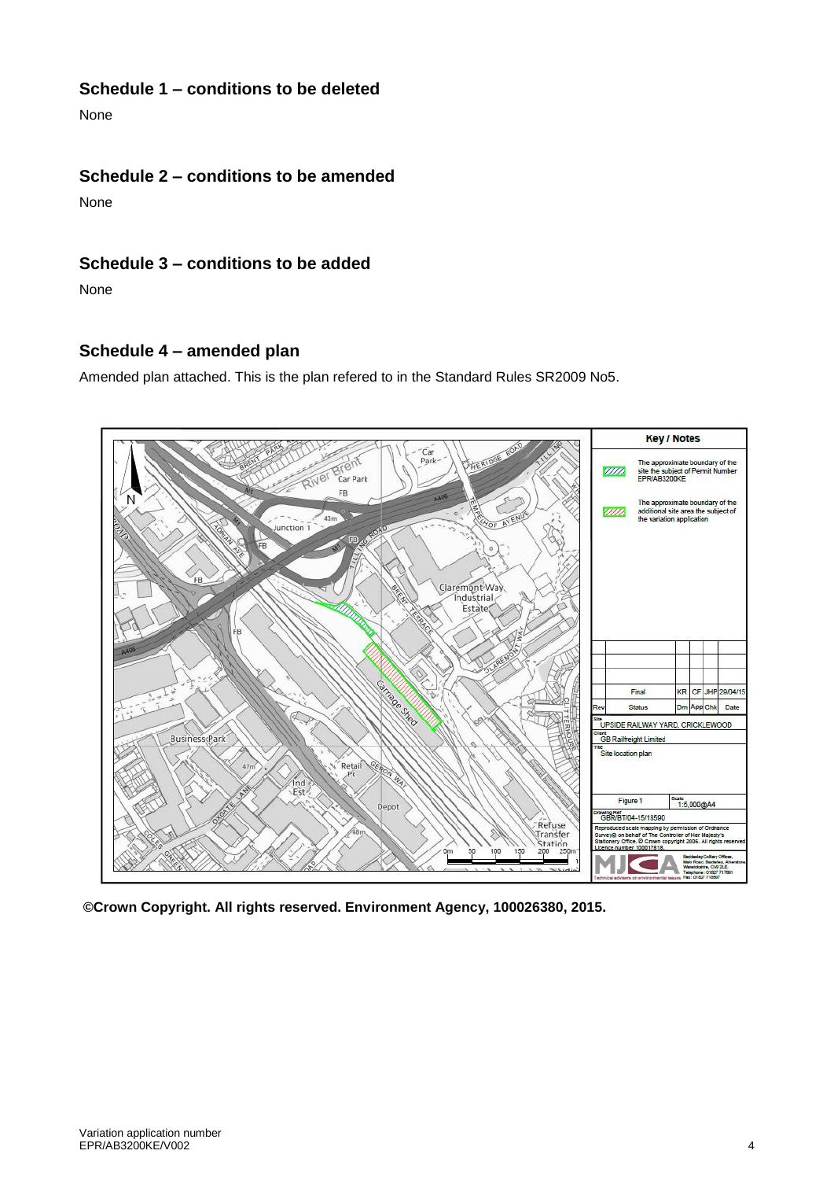## Schedule 1 – conditions to be deleted

None

## Schedule 2 – conditions to be amended

None

## Schedule 3 – conditions to be added

None

## Schedule 4 – amended plan

Amended plan attached. This is the plan refered to in the Standard Rules SR2009 No5.

Key / Notes

The approximate boundary of the site the subject of Permit Number EPR/AB3200KE

The approximate boundary of the additional site area the subject of the variation application

| Rev | Status | Drn | App | Chk | Date |
|---|---|---|---|---|---|
| | Final | KR | CF | JHP | 29/04/15 |

Site: UPSIDE RAILWAY YARD, CRICKLEWOOD

Client: GB Railfreight Limited

Title: Site location plan

Figure 1

Scale: 1:5,000@A4

Drawing Ref: GBR/BT/04-15/18590

Reproduced scale mapping by permission of Ordnance Survey® on behalf of The Controller of Her Majesty's Stationery Office. © Crown copyright 2006. All rights reserved Licence number 100017818.

MJCA

Technical advisers on environmental issues

Baddesley Colliery Offices, Main Road, Baddesley, Atherstone, Warwickshire, CV9 2DE. Telephone: 01827 717891 Fax: 01827 718507

0m 50 100 150 200 250m

**©Crown Copyright. All rights reserved. Environment Agency, 100026380, 2015.**